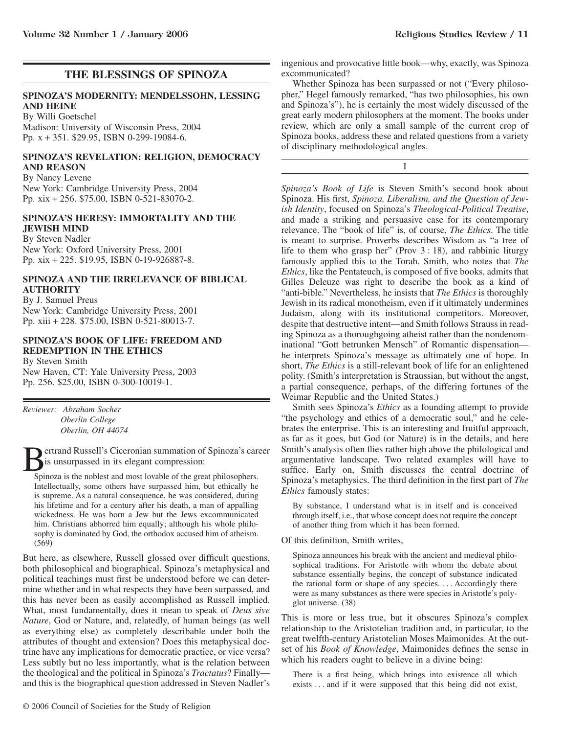# THE BLESSINGS OF SPINOZA

**SPINOZA'S MODERNITY: MENDELSSOHN, LESSING AND HEINE**
By Willi Goetschel
Madison: University of Wisconsin Press, 2004
Pp. x + 351. $29.95, ISBN 0-299-19084-6.

**SPINOZA'S REVELATION: RELIGION, DEMOCRACY AND REASON**
By Nancy Levene
New York: Cambridge University Press, 2004
Pp. xix + 256. $75.00, ISBN 0-521-83070-2.

**SPINOZA'S HERESY: IMMORTALITY AND THE JEWISH MIND**
By Steven Nadler
New York: Oxford University Press, 2001
Pp. xix + 225. $19.95, ISBN 0-19-926887-8.

**SPINOZA AND THE IRRELEVANCE OF BIBLICAL AUTHORITY**
By J. Samuel Preus
New York: Cambridge University Press, 2001
Pp. xiii + 228. $75.00, ISBN 0-521-80013-7.

**SPINOZA'S BOOK OF LIFE: FREEDOM AND REDEMPTION IN THE ETHICS**
By Steven Smith
New Haven, CT: Yale University Press, 2003
Pp. 256. $25.00, ISBN 0-300-10019-1.

*Reviewer: Abraham Socher*
*Oberlin College*
*Oberlin, OH 44074*

Bertrand Russell's Ciceronian summation of Spinoza's career is unsurpassed in its elegant compression:

> Spinoza is the noblest and most lovable of the great philosophers. Intellectually, some others have surpassed him, but ethically he is supreme. As a natural consequence, he was considered, during his lifetime and for a century after his death, a man of appalling wickedness. He was born a Jew but the Jews excommunicated him. Christians abhorred him equally; although his whole philosophy is dominated by God, the orthodox accused him of atheism. (569)

But here, as elsewhere, Russell glossed over difficult questions, both philosophical and biographical. Spinoza's metaphysical and political teachings must first be understood before we can determine whether and in what respects they have been surpassed, and this has never been as easily accomplished as Russell implied. What, most fundamentally, does it mean to speak of *Deus sive Nature*, God or Nature, and, relatedly, of human beings (as well as everything else) as completely describable under both the attributes of thought and extension? Does this metaphysical doctrine have any implications for democratic practice, or vice versa? Less subtly but no less importantly, what is the relation between the theological and the political in Spinoza's *Tractatus*? Finally—and this is the biographical question addressed in Steven Nadler's ingenious and provocative little book—why, exactly, was Spinoza excommunicated?

Whether Spinoza has been surpassed or not ("Every philosopher," Hegel famously remarked, "has two philosophies, his own and Spinoza's"), he is certainly the most widely discussed of the great early modern philosophers at the moment. The books under review, which are only a small sample of the current crop of Spinoza books, address these and related questions from a variety of disciplinary methodological angles.

## I

*Spinoza's Book of Life* is Steven Smith's second book about Spinoza. His first, *Spinoza, Liberalism, and the Question of Jewish Identity*, focused on Spinoza's *Theological-Political Treatise*, and made a striking and persuasive case for its contemporary relevance. The "book of life" is, of course, *The Ethics*. The title is meant to surprise. Proverbs describes Wisdom as "a tree of life to them who grasp her" (Prov 3 : 18), and rabbinic liturgy famously applied this to the Torah. Smith, who notes that *The Ethics*, like the Pentateuch, is composed of five books, admits that Gilles Deleuze was right to describe the book as a kind of "anti-bible." Nevertheless, he insists that *The Ethics* is thoroughly Jewish in its radical monotheism, even if it ultimately undermines Judaism, along with its institutional competitors. Moreover, despite that destructive intent—and Smith follows Strauss in reading Spinoza as a thoroughgoing atheist rather than the nondenominational "Gott betrunken Mensch" of Romantic dispensation—he interprets Spinoza's message as ultimately one of hope. In short, *The Ethics* is a still-relevant book of life for an enlightened polity. (Smith's interpretation is Straussian, but without the angst, a partial consequence, perhaps, of the differing fortunes of the Weimar Republic and the United States.)

Smith sees Spinoza's *Ethics* as a founding attempt to provide "the psychology and ethics of a democratic soul," and he celebrates the enterprise. This is an interesting and fruitful approach, as far as it goes, but God (or Nature) is in the details, and here Smith's analysis often flies rather high above the philological and argumentative landscape. Two related examples will have to suffice. Early on, Smith discusses the central doctrine of Spinoza's metaphysics. The third definition in the first part of *The Ethics* famously states:

> By substance, I understand what is in itself and is conceived through itself, i.e., that whose concept does not require the concept of another thing from which it has been formed.

Of this definition, Smith writes,

> Spinoza announces his break with the ancient and medieval philosophical traditions. For Aristotle with whom the debate about substance essentially begins, the concept of substance indicated the rational form or shape of any species. . . . Accordingly there were as many substances as there were species in Aristotle's polyglot universe. (38)

This is more or less true, but it obscures Spinoza's complex relationship to the Aristotelian tradition and, in particular, to the great twelfth-century Aristotelian Moses Maimonides. At the outset of his *Book of Knowledge*, Maimonides defines the sense in which his readers ought to believe in a divine being:

> There is a first being, which brings into existence all which exists . . . and if it were supposed that this being did not exist,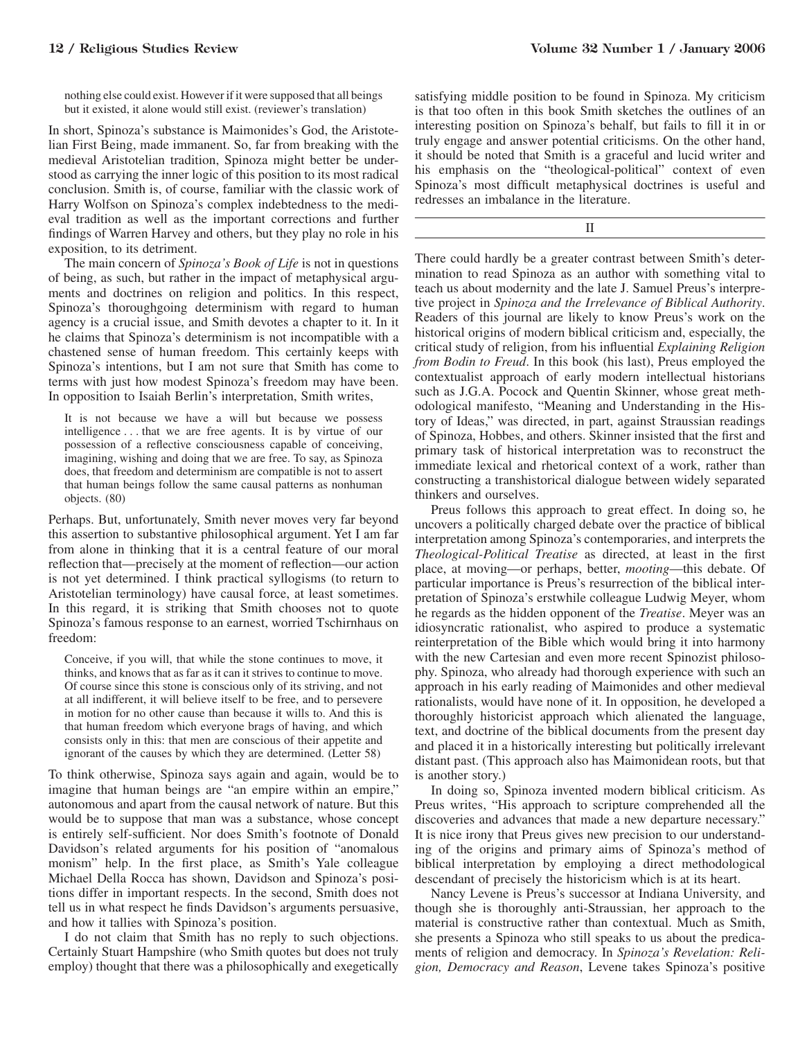> nothing else could exist. However if it were supposed that all beings but it existed, it alone would still exist. (reviewer's translation)

In short, Spinoza's substance is Maimonides's God, the Aristotelian First Being, made immanent. So, far from breaking with the medieval Aristotelian tradition, Spinoza might better be understood as carrying the inner logic of this position to its most radical conclusion. Smith is, of course, familiar with the classic work of Harry Wolfson on Spinoza's complex indebtedness to the medieval tradition as well as the important corrections and further findings of Warren Harvey and others, but they play no role in his exposition, to its detriment.

The main concern of *Spinoza's Book of Life* is not in questions of being, as such, but rather in the impact of metaphysical arguments and doctrines on religion and politics. In this respect, Spinoza's thoroughgoing determinism with regard to human agency is a crucial issue, and Smith devotes a chapter to it. In it he claims that Spinoza's determinism is not incompatible with a chastened sense of human freedom. This certainly keeps with Spinoza's intentions, but I am not sure that Smith has come to terms with just how modest Spinoza's freedom may have been. In opposition to Isaiah Berlin's interpretation, Smith writes,

> It is not because we have a will but because we possess intelligence . . . that we are free agents. It is by virtue of our possession of a reflective consciousness capable of conceiving, imagining, wishing and doing that we are free. To say, as Spinoza does, that freedom and determinism are compatible is not to assert that human beings follow the same causal patterns as nonhuman objects. (80)

Perhaps. But, unfortunately, Smith never moves very far beyond this assertion to substantive philosophical argument. Yet I am far from alone in thinking that it is a central feature of our moral reflection that—precisely at the moment of reflection—our action is not yet determined. I think practical syllogisms (to return to Aristotelian terminology) have causal force, at least sometimes. In this regard, it is striking that Smith chooses not to quote Spinoza's famous response to an earnest, worried Tschirnhaus on freedom:

> Conceive, if you will, that while the stone continues to move, it thinks, and knows that as far as it can it strives to continue to move. Of course since this stone is conscious only of its striving, and not at all indifferent, it will believe itself to be free, and to persevere in motion for no other cause than because it wills to. And this is that human freedom which everyone brags of having, and which consists only in this: that men are conscious of their appetite and ignorant of the causes by which they are determined. (Letter 58)

To think otherwise, Spinoza says again and again, would be to imagine that human beings are "an empire within an empire," autonomous and apart from the causal network of nature. But this would be to suppose that man was a substance, whose concept is entirely self-sufficient. Nor does Smith's footnote of Donald Davidson's related arguments for his position of "anomalous monism" help. In the first place, as Smith's Yale colleague Michael Della Rocca has shown, Davidson and Spinoza's positions differ in important respects. In the second, Smith does not tell us in what respect he finds Davidson's arguments persuasive, and how it tallies with Spinoza's position.

I do not claim that Smith has no reply to such objections. Certainly Stuart Hampshire (who Smith quotes but does not truly employ) thought that there was a philosophically and exegetically satisfying middle position to be found in Spinoza. My criticism is that too often in this book Smith sketches the outlines of an interesting position on Spinoza's behalf, but fails to fill it in or truly engage and answer potential criticisms. On the other hand, it should be noted that Smith is a graceful and lucid writer and his emphasis on the "theological-political" context of even Spinoza's most difficult metaphysical doctrines is useful and redresses an imbalance in the literature.

## II

There could hardly be a greater contrast between Smith's determination to read Spinoza as an author with something vital to teach us about modernity and the late J. Samuel Preus's interpretive project in *Spinoza and the Irrelevance of Biblical Authority*. Readers of this journal are likely to know Preus's work on the historical origins of modern biblical criticism and, especially, the critical study of religion, from his influential *Explaining Religion from Bodin to Freud*. In this book (his last), Preus employed the contextualist approach of early modern intellectual historians such as J.G.A. Pocock and Quentin Skinner, whose great methodological manifesto, "Meaning and Understanding in the History of Ideas," was directed, in part, against Straussian readings of Spinoza, Hobbes, and others. Skinner insisted that the first and primary task of historical interpretation was to reconstruct the immediate lexical and rhetorical context of a work, rather than constructing a transhistorical dialogue between widely separated thinkers and ourselves.

Preus follows this approach to great effect. In doing so, he uncovers a politically charged debate over the practice of biblical interpretation among Spinoza's contemporaries, and interprets the *Theological-Political Treatise* as directed, at least in the first place, at moving—or perhaps, better, *mooting*—this debate. Of particular importance is Preus's resurrection of the biblical interpretation of Spinoza's erstwhile colleague Ludwig Meyer, whom he regards as the hidden opponent of the *Treatise*. Meyer was an idiosyncratic rationalist, who aspired to produce a systematic reinterpretation of the Bible which would bring it into harmony with the new Cartesian and even more recent Spinozist philosophy. Spinoza, who already had thorough experience with such an approach in his early reading of Maimonides and other medieval rationalists, would have none of it. In opposition, he developed a thoroughly historicist approach which alienated the language, text, and doctrine of the biblical documents from the present day and placed it in a historically interesting but politically irrelevant distant past. (This approach also has Maimonidean roots, but that is another story.)

In doing so, Spinoza invented modern biblical criticism. As Preus writes, "His approach to scripture comprehended all the discoveries and advances that made a new departure necessary." It is nice irony that Preus gives new precision to our understanding of the origins and primary aims of Spinoza's method of biblical interpretation by employing a direct methodological descendant of precisely the historicism which is at its heart.

Nancy Levene is Preus's successor at Indiana University, and though she is thoroughly anti-Straussian, her approach to the material is constructive rather than contextual. Much as Smith, she presents a Spinoza who still speaks to us about the predicaments of religion and democracy. In *Spinoza's Revelation: Religion, Democracy and Reason*, Levene takes Spinoza's positive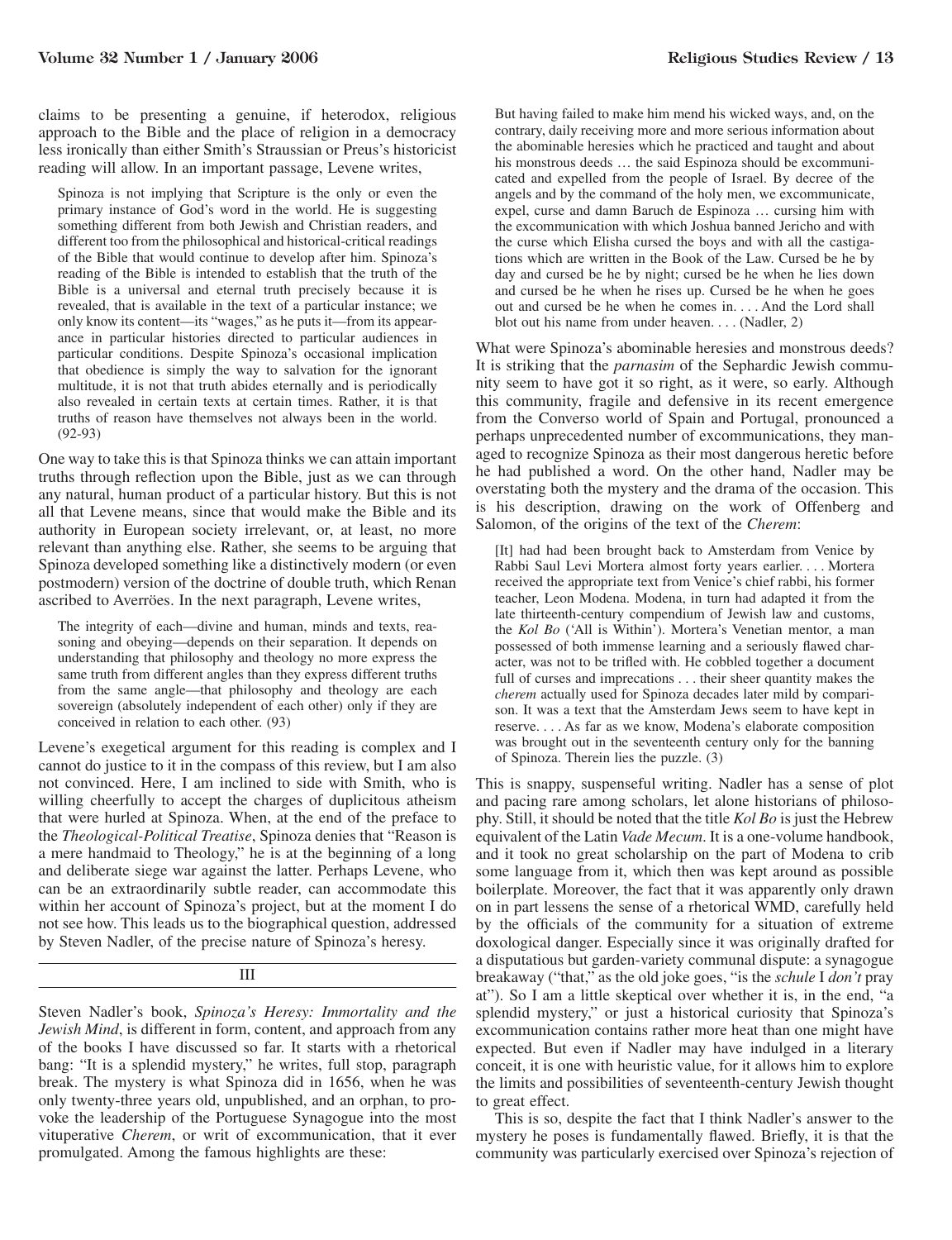claims to be presenting a genuine, if heterodox, religious approach to the Bible and the place of religion in a democracy less ironically than either Smith's Straussian or Preus's historicist reading will allow. In an important passage, Levene writes,

> Spinoza is not implying that Scripture is the only or even the primary instance of God's word in the world. He is suggesting something different from both Jewish and Christian readers, and different too from the philosophical and historical-critical readings of the Bible that would continue to develop after him. Spinoza's reading of the Bible is intended to establish that the truth of the Bible is a universal and eternal truth precisely because it is revealed, that is available in the text of a particular instance; we only know its content—its "wages," as he puts it—from its appearance in particular histories directed to particular audiences in particular conditions. Despite Spinoza's occasional implication that obedience is simply the way to salvation for the ignorant multitude, it is not that truth abides eternally and is periodically also revealed in certain texts at certain times. Rather, it is that truths of reason have themselves not always been in the world. (92-93)

One way to take this is that Spinoza thinks we can attain important truths through reflection upon the Bible, just as we can through any natural, human product of a particular history. But this is not all that Levene means, since that would make the Bible and its authority in European society irrelevant, or, at least, no more relevant than anything else. Rather, she seems to be arguing that Spinoza developed something like a distinctively modern (or even postmodern) version of the doctrine of double truth, which Renan ascribed to Averröes. In the next paragraph, Levene writes,

> The integrity of each—divine and human, minds and texts, reasoning and obeying—depends on their separation. It depends on understanding that philosophy and theology no more express the same truth from different angles than they express different truths from the same angle—that philosophy and theology are each sovereign (absolutely independent of each other) only if they are conceived in relation to each other. (93)

Levene's exegetical argument for this reading is complex and I cannot do justice to it in the compass of this review, but I am also not convinced. Here, I am inclined to side with Smith, who is willing cheerfully to accept the charges of duplicitous atheism that were hurled at Spinoza. When, at the end of the preface to the *Theological-Political Treatise*, Spinoza denies that "Reason is a mere handmaid to Theology," he is at the beginning of a long and deliberate siege war against the latter. Perhaps Levene, who can be an extraordinarily subtle reader, can accommodate this within her account of Spinoza's project, but at the moment I do not see how. This leads us to the biographical question, addressed by Steven Nadler, of the precise nature of Spinoza's heresy.

## III

Steven Nadler's book, *Spinoza's Heresy: Immortality and the Jewish Mind*, is different in form, content, and approach from any of the books I have discussed so far. It starts with a rhetorical bang: "It is a splendid mystery," he writes, full stop, paragraph break. The mystery is what Spinoza did in 1656, when he was only twenty-three years old, unpublished, and an orphan, to provoke the leadership of the Portuguese Synagogue into the most vituperative *Cherem*, or writ of excommunication, that it ever promulgated. Among the famous highlights are these:

> But having failed to make him mend his wicked ways, and, on the contrary, daily receiving more and more serious information about the abominable heresies which he practiced and taught and about his monstrous deeds … the said Espinoza should be excommunicated and expelled from the people of Israel. By decree of the angels and by the command of the holy men, we excommunicate, expel, curse and damn Baruch de Espinoza … cursing him with the excommunication with which Joshua banned Jericho and with the curse which Elisha cursed the boys and with all the castigations which are written in the Book of the Law. Cursed be he by day and cursed be he by night; cursed be he when he lies down and cursed be he when he rises up. Cursed be he when he goes out and cursed be he when he comes in. . . . And the Lord shall blot out his name from under heaven. . . . (Nadler, 2)

What were Spinoza's abominable heresies and monstrous deeds? It is striking that the *parnasim* of the Sephardic Jewish community seem to have got it so right, as it were, so early. Although this community, fragile and defensive in its recent emergence from the Converso world of Spain and Portugal, pronounced a perhaps unprecedented number of excommunications, they managed to recognize Spinoza as their most dangerous heretic before he had published a word. On the other hand, Nadler may be overstating both the mystery and the drama of the occasion. This is his description, drawing on the work of Offenberg and Salomon, of the origins of the text of the *Cherem*:

> [It] had had been brought back to Amsterdam from Venice by Rabbi Saul Levi Mortera almost forty years earlier. . . . Mortera received the appropriate text from Venice's chief rabbi, his former teacher, Leon Modena. Modena, in turn had adapted it from the late thirteenth-century compendium of Jewish law and customs, the *Kol Bo* ('All is Within'). Mortera's Venetian mentor, a man possessed of both immense learning and a seriously flawed character, was not to be trifled with. He cobbled together a document full of curses and imprecations . . . their sheer quantity makes the *cherem* actually used for Spinoza decades later mild by comparison. It was a text that the Amsterdam Jews seem to have kept in reserve. . . . As far as we know, Modena's elaborate composition was brought out in the seventeenth century only for the banning of Spinoza. Therein lies the puzzle. (3)

This is snappy, suspenseful writing. Nadler has a sense of plot and pacing rare among scholars, let alone historians of philosophy. Still, it should be noted that the title *Kol Bo* is just the Hebrew equivalent of the Latin *Vade Mecum*. It is a one-volume handbook, and it took no great scholarship on the part of Modena to crib some language from it, which then was kept around as possible boilerplate. Moreover, the fact that it was apparently only drawn on in part lessens the sense of a rhetorical WMD, carefully held by the officials of the community for a situation of extreme doxological danger. Especially since it was originally drafted for a disputatious but garden-variety communal dispute: a synagogue breakaway ("that," as the old joke goes, "is the *schule* I *don't* pray at"). So I am a little skeptical over whether it is, in the end, "a splendid mystery," or just a historical curiosity that Spinoza's excommunication contains rather more heat than one might have expected. But even if Nadler may have indulged in a literary conceit, it is one with heuristic value, for it allows him to explore the limits and possibilities of seventeenth-century Jewish thought to great effect.

This is so, despite the fact that I think Nadler's answer to the mystery he poses is fundamentally flawed. Briefly, it is that the community was particularly exercised over Spinoza's rejection of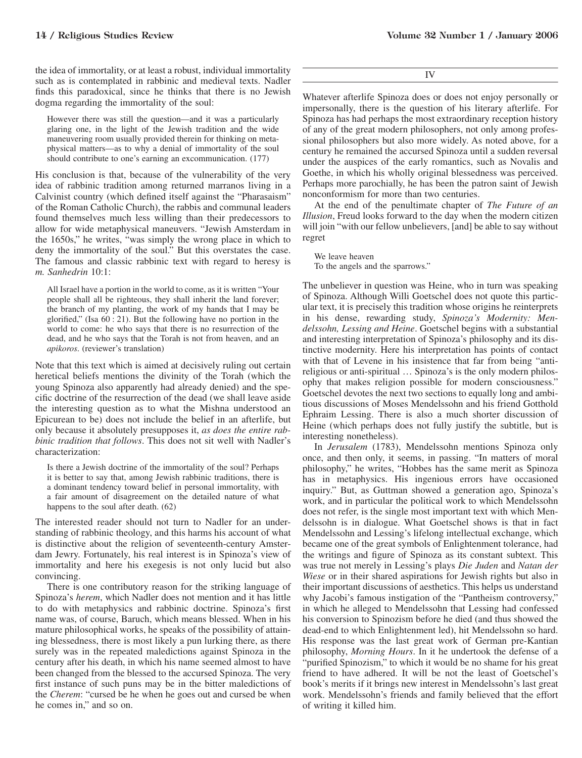the idea of immortality, or at least a robust, individual immortality such as is contemplated in rabbinic and medieval texts. Nadler finds this paradoxical, since he thinks that there is no Jewish dogma regarding the immortality of the soul:

> However there was still the question—and it was a particularly glaring one, in the light of the Jewish tradition and the wide maneuvering room usually provided therein for thinking on metaphysical matters—as to why a denial of immortality of the soul should contribute to one's earning an excommunication. (177)

His conclusion is that, because of the vulnerability of the very idea of rabbinic tradition among returned marranos living in a Calvinist country (which defined itself against the "Pharasaism" of the Roman Catholic Church), the rabbis and communal leaders found themselves much less willing than their predecessors to allow for wide metaphysical maneuvers. "Jewish Amsterdam in the 1650s," he writes, "was simply the wrong place in which to deny the immortality of the soul." But this overstates the case. The famous and classic rabbinic text with regard to heresy is *m. Sanhedrin* 10:1:

> All Israel have a portion in the world to come, as it is written "Your people shall all be righteous, they shall inherit the land forever; the branch of my planting, the work of my hands that I may be glorified," (Isa 60 : 21). But the following have no portion in the world to come: he who says that there is no resurrection of the dead, and he who says that the Torah is not from heaven, and an *apikoros*. (reviewer's translation)

Note that this text which is aimed at decisively ruling out certain heretical beliefs mentions the divinity of the Torah (which the young Spinoza also apparently had already denied) and the specific doctrine of the resurrection of the dead (we shall leave aside the interesting question as to what the Mishna understood an Epicurean to be) does not include the belief in an afterlife, but only because it absolutely presupposes it, *as does the entire rabbinic tradition that follows*. This does not sit well with Nadler's characterization:

> Is there a Jewish doctrine of the immortality of the soul? Perhaps it is better to say that, among Jewish rabbinic traditions, there is a dominant tendency toward belief in personal immortality, with a fair amount of disagreement on the detailed nature of what happens to the soul after death. (62)

The interested reader should not turn to Nadler for an understanding of rabbinic theology, and this harms his account of what is distinctive about the religion of seventeenth-century Amsterdam Jewry. Fortunately, his real interest is in Spinoza's view of immortality and here his exegesis is not only lucid but also convincing.

There is one contributory reason for the striking language of Spinoza's *herem*, which Nadler does not mention and it has little to do with metaphysics and rabbinic doctrine. Spinoza's first name was, of course, Baruch, which means blessed. When in his mature philosophical works, he speaks of the possibility of attaining blessedness, there is most likely a pun lurking there, as there surely was in the repeated maledictions against Spinoza in the century after his death, in which his name seemed almost to have been changed from the blessed to the accursed Spinoza. The very first instance of such puns may be in the bitter maledictions of the *Cherem*: "cursed be he when he goes out and cursed be when he comes in," and so on.

## IV

Whatever afterlife Spinoza does or does not enjoy personally or impersonally, there is the question of his literary afterlife. For Spinoza has had perhaps the most extraordinary reception history of any of the great modern philosophers, not only among professional philosophers but also more widely. As noted above, for a century he remained the accursed Spinoza until a sudden reversal under the auspices of the early romantics, such as Novalis and Goethe, in which his wholly original blessedness was perceived. Perhaps more parochially, he has been the patron saint of Jewish nonconformism for more than two centuries.

At the end of the penultimate chapter of *The Future of an Illusion*, Freud looks forward to the day when the modern citizen will join "with our fellow unbelievers, [and] be able to say without regret

> We leave heaven
> To the angels and the sparrows."

The unbeliever in question was Heine, who in turn was speaking of Spinoza. Although Willi Goetschel does not quote this particular text, it is precisely this tradition whose origins he reinterprets in his dense, rewarding study, *Spinoza's Modernity: Mendelssohn, Lessing and Heine*. Goetschel begins with a substantial and interesting interpretation of Spinoza's philosophy and its distinctive modernity. Here his interpretation has points of contact with that of Levene in his insistence that far from being "antireligious or anti-spiritual … Spinoza's is the only modern philosophy that makes religion possible for modern consciousness." Goetschel devotes the next two sections to equally long and ambitious discussions of Moses Mendelssohn and his friend Gotthold Ephraim Lessing. There is also a much shorter discussion of Heine (which perhaps does not fully justify the subtitle, but is interesting nonetheless).

In *Jerusalem* (1783), Mendelssohn mentions Spinoza only once, and then only, it seems, in passing. "In matters of moral philosophy," he writes, "Hobbes has the same merit as Spinoza has in metaphysics. His ingenious errors have occasioned inquiry." But, as Guttman showed a generation ago, Spinoza's work, and in particular the political work to which Mendelssohn does not refer, is the single most important text with which Mendelssohn is in dialogue. What Goetschel shows is that in fact Mendelssohn and Lessing's lifelong intellectual exchange, which became one of the great symbols of Enlightenment tolerance, had the writings and figure of Spinoza as its constant subtext. This was true not merely in Lessing's plays *Die Juden* and *Natan der Wiese* or in their shared aspirations for Jewish rights but also in their important discussions of aesthetics. This helps us understand why Jacobi's famous instigation of the "Pantheism controversy," in which he alleged to Mendelssohn that Lessing had confessed his conversion to Spinozism before he died (and thus showed the dead-end to which Enlightenment led), hit Mendelssohn so hard. His response was the last great work of German pre-Kantian philosophy, *Morning Hours*. In it he undertook the defense of a "purified Spinozism," to which it would be no shame for his great friend to have adhered. It will be not the least of Goetschel's book's merits if it brings new interest in Mendelssohn's last great work. Mendelssohn's friends and family believed that the effort of writing it killed him.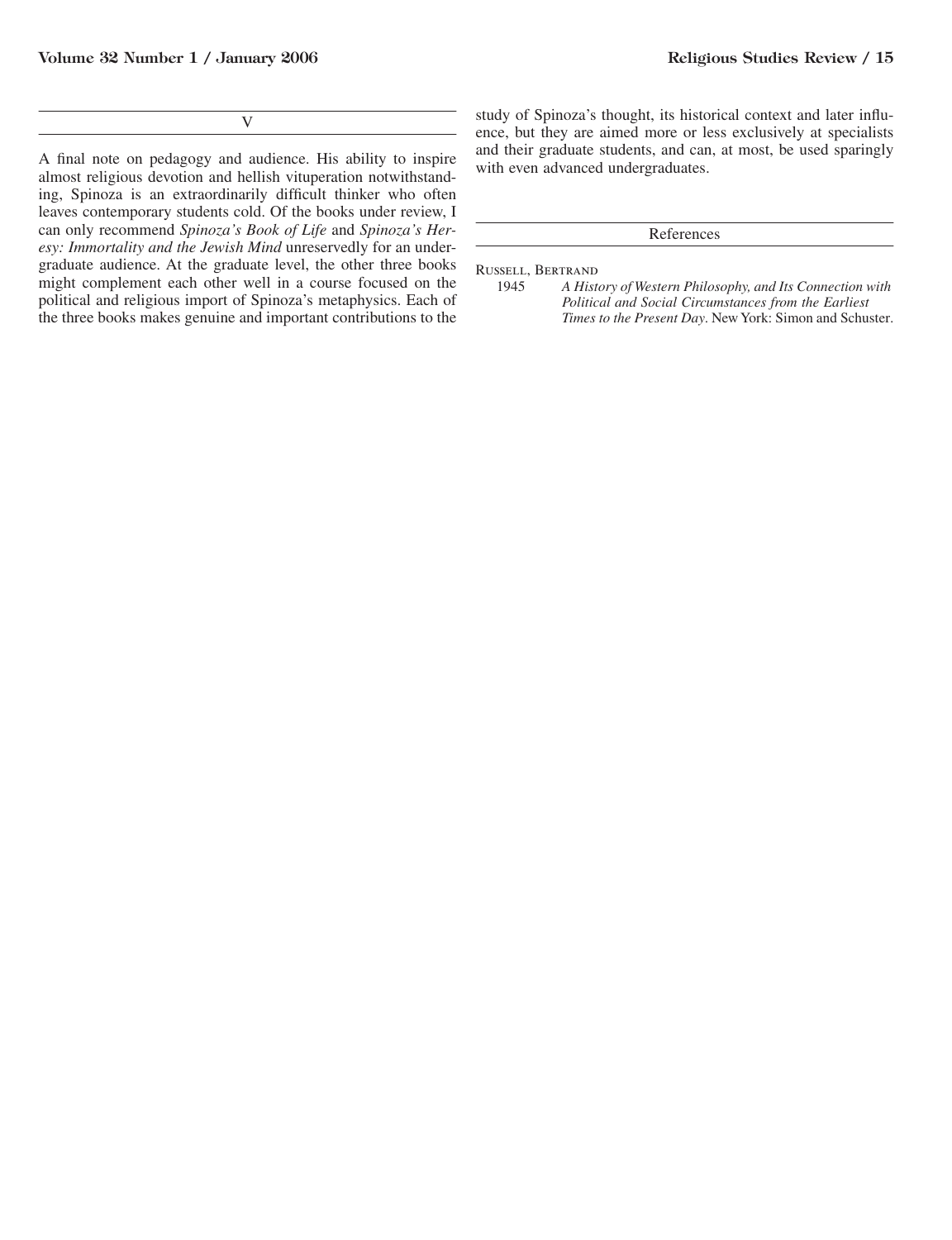## V

A final note on pedagogy and audience. His ability to inspire almost religious devotion and hellish vituperation notwithstanding, Spinoza is an extraordinarily difficult thinker who often leaves contemporary students cold. Of the books under review, I can only recommend *Spinoza's Book of Life* and *Spinoza's Heresy: Immortality and the Jewish Mind* unreservedly for an undergraduate audience. At the graduate level, the other three books might complement each other well in a course focused on the political and religious import of Spinoza's metaphysics. Each of the three books makes genuine and important contributions to the study of Spinoza's thought, its historical context and later influence, but they are aimed more or less exclusively at specialists and their graduate students, and can, at most, be used sparingly with even advanced undergraduates.

## References

Russell, Bertrand
1945 *A History of Western Philosophy, and Its Connection with Political and Social Circumstances from the Earliest Times to the Present Day*. New York: Simon and Schuster.